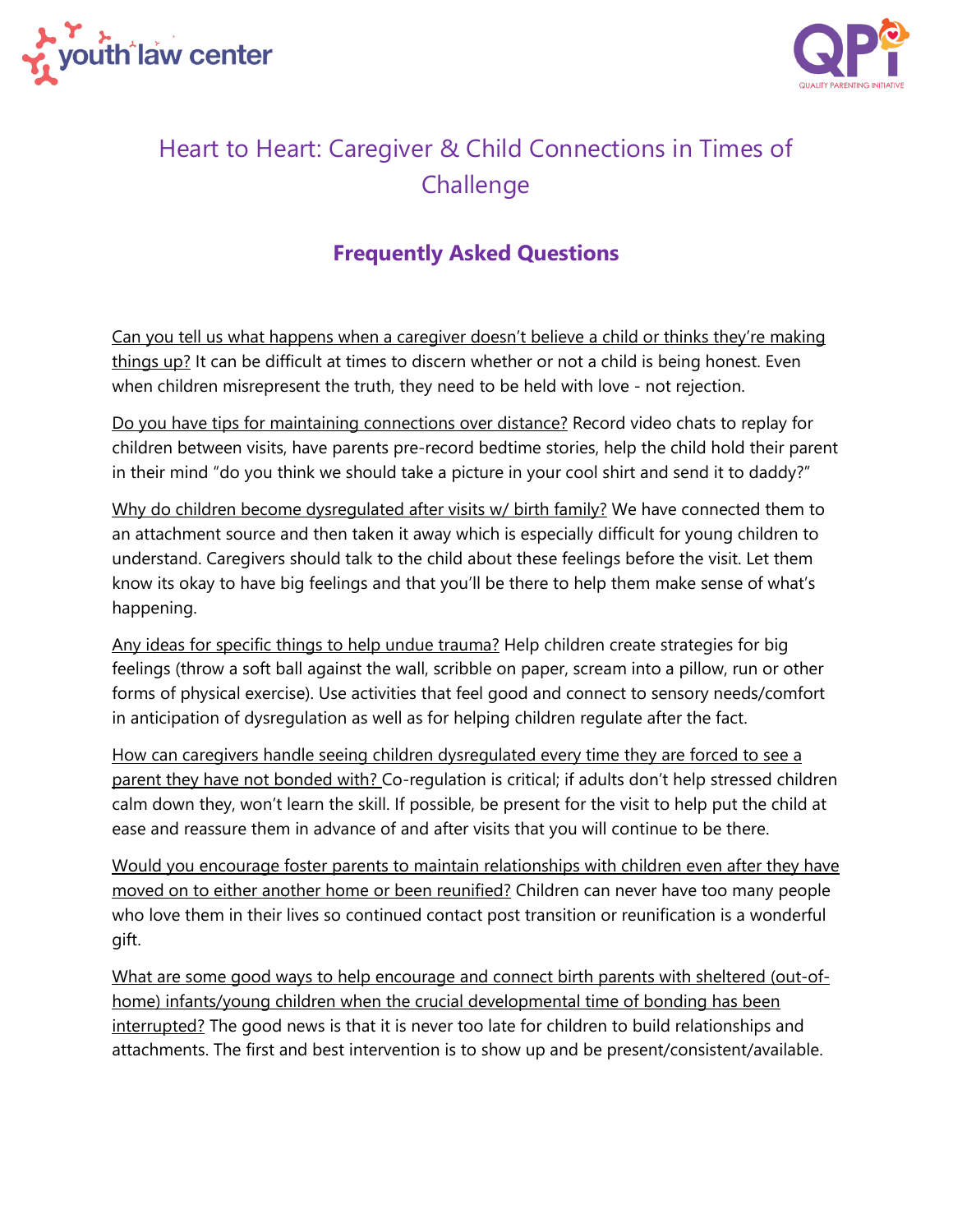# Heart to Heart: Caregiver & Child Connections in Times of Challenge

## Frequently Asked Questions

Can you tell us what happens when a caregiver doesn't believe a child or thinks they're making things up? It can be difficult at times to discern whether or not a child is being honest. Even when children misrepresent the truth, they need to be held with love - not rejection.

Do you have tips for maintaining connections over distance? Record video chats to replay for children between visits, have parents pre-record bedtime stories, help the child hold their parent in their mind "do you think we should take a picture in your cool shirt and send it to daddy?"

Why do children become dysregulated after visits w/ birth family? We have connected them to an attachment source and then taken it away which is especially difficult for young children to understand. Caregivers should talk to the child about these feelings before the visit. Let them know its okay to have big feelings and that you'll be there to help them make sense of what's happening.

Any ideas for specific things to help undue trauma? Help children create strategies for big feelings (throw a soft ball against the wall, scribble on paper, scream into a pillow, run or other forms of physical exercise). Use activities that feel good and connect to sensory needs/comfort in anticipation of dysregulation as well as for helping children regulate after the fact.

How can caregivers handle seeing children dysregulated every time they are forced to see a parent they have not bonded with? Co-regulation is critical; if adults don't help stressed children calm down they, won't learn the skill. If possible, be present for the visit to help put the child at ease and reassure them in advance of and after visits that you will continue to be there.

Would you encourage foster parents to maintain relationships with children even after they have moved on to either another home or been reunified? Children can never have too many people who love them in their lives so continued contact post transition or reunification is a wonderful gift.

What are some good ways to help encourage and connect birth parents with sheltered (out-of-home) infants/young children when the crucial developmental time of bonding has been interrupted? The good news is that it is never too late for children to build relationships and attachments. The first and best intervention is to show up and be present/consistent/available.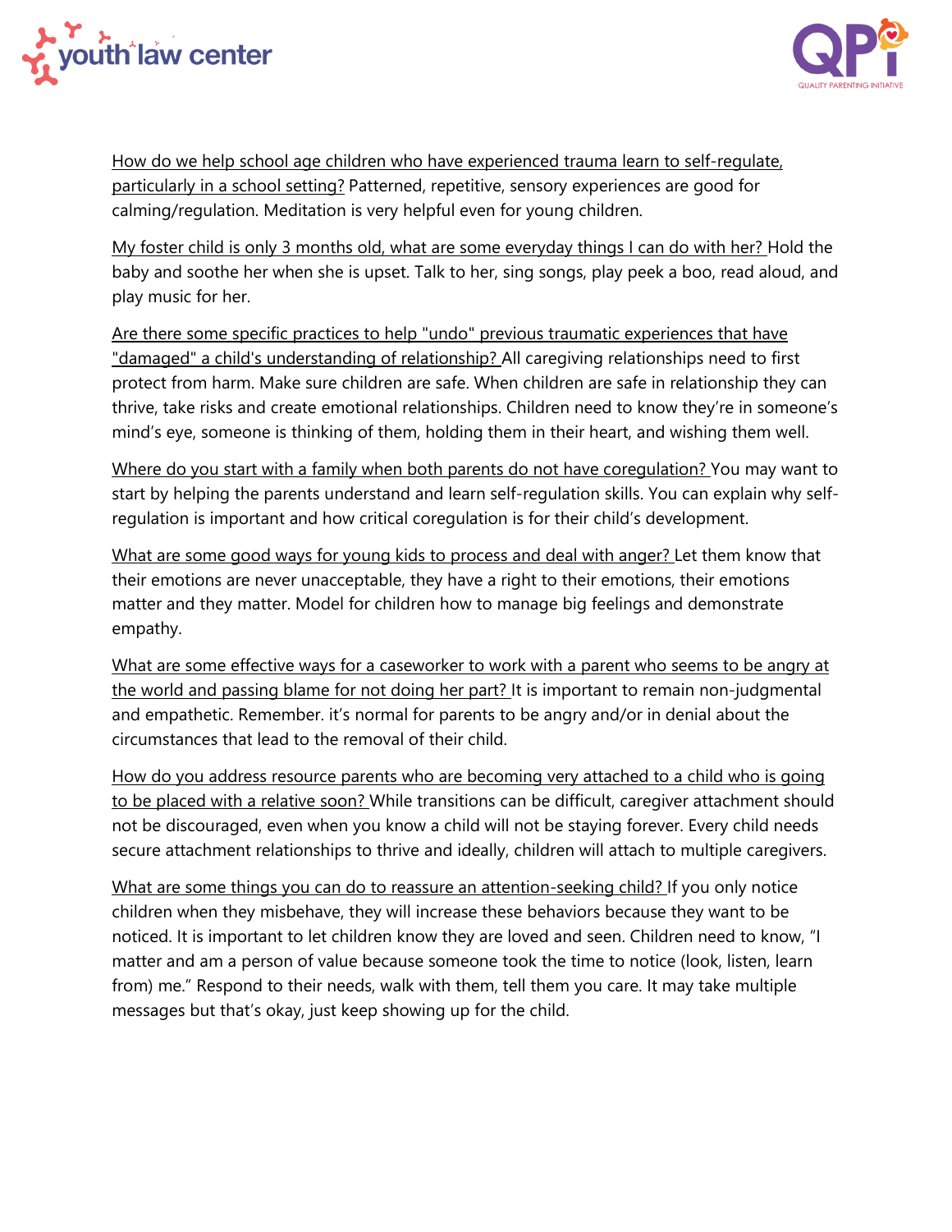How do we help school age children who have experienced trauma learn to self-regulate, particularly in a school setting? Patterned, repetitive, sensory experiences are good for calming/regulation. Meditation is very helpful even for young children.

My foster child is only 3 months old, what are some everyday things I can do with her? Hold the baby and soothe her when she is upset. Talk to her, sing songs, play peek a boo, read aloud, and play music for her.

Are there some specific practices to help "undo" previous traumatic experiences that have "damaged" a child's understanding of relationship? All caregiving relationships need to first protect from harm. Make sure children are safe. When children are safe in relationship they can thrive, take risks and create emotional relationships. Children need to know they're in someone's mind's eye, someone is thinking of them, holding them in their heart, and wishing them well.

Where do you start with a family when both parents do not have coregulation? You may want to start by helping the parents understand and learn self-regulation skills. You can explain why self-regulation is important and how critical coregulation is for their child's development.

What are some good ways for young kids to process and deal with anger? Let them know that their emotions are never unacceptable, they have a right to their emotions, their emotions matter and they matter. Model for children how to manage big feelings and demonstrate empathy.

What are some effective ways for a caseworker to work with a parent who seems to be angry at the world and passing blame for not doing her part? It is important to remain non-judgmental and empathetic. Remember. it's normal for parents to be angry and/or in denial about the circumstances that lead to the removal of their child.

How do you address resource parents who are becoming very attached to a child who is going to be placed with a relative soon? While transitions can be difficult, caregiver attachment should not be discouraged, even when you know a child will not be staying forever. Every child needs secure attachment relationships to thrive and ideally, children will attach to multiple caregivers.

What are some things you can do to reassure an attention-seeking child? If you only notice children when they misbehave, they will increase these behaviors because they want to be noticed. It is important to let children know they are loved and seen. Children need to know, "I matter and am a person of value because someone took the time to notice (look, listen, learn from) me." Respond to their needs, walk with them, tell them you care. It may take multiple messages but that's okay, just keep showing up for the child.